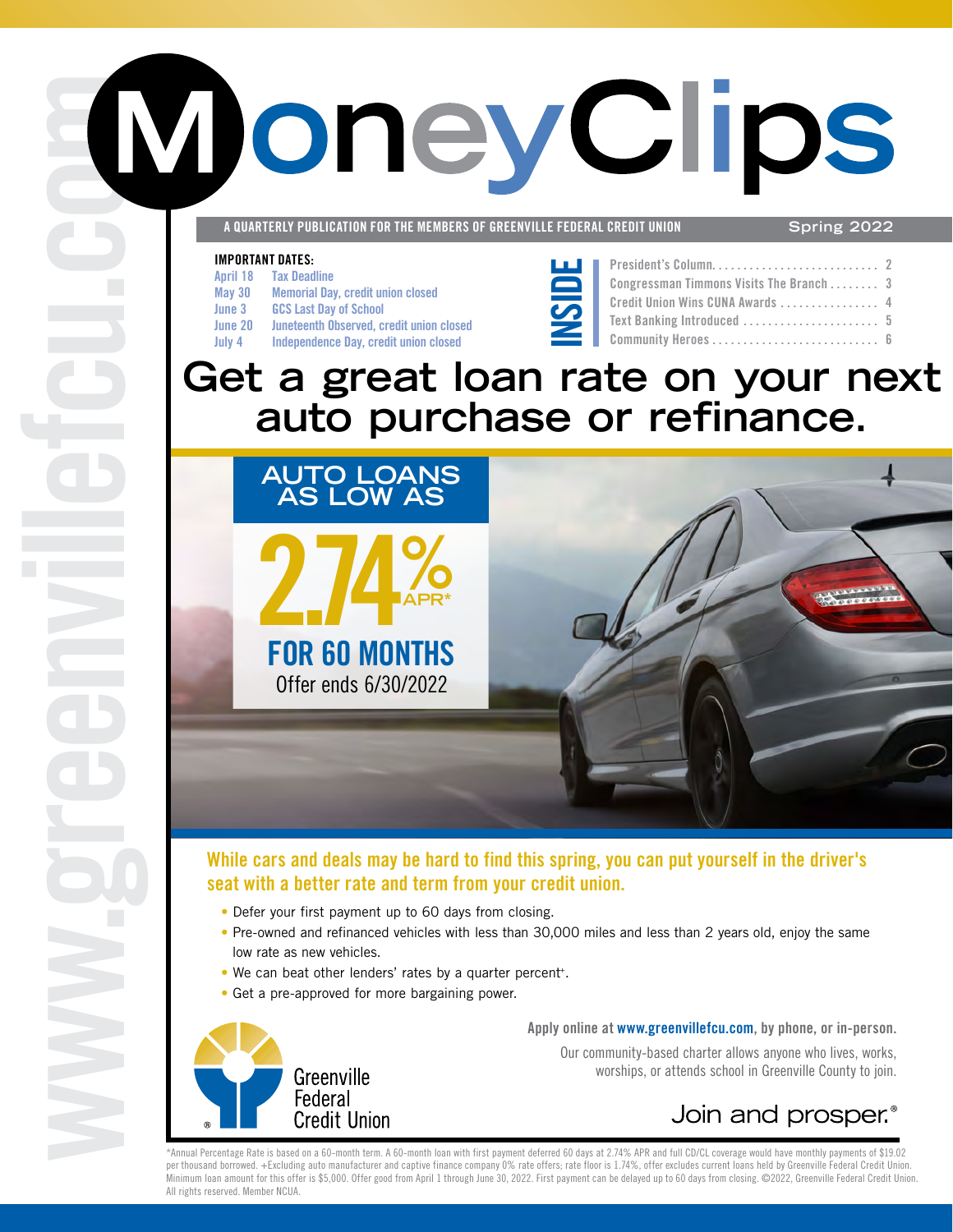# MoneyClips

**A QUARTERLY PUBLICATION FOR THE MEMBERS OF GREENVILLE FEDERAL CREDIT UNION** — Spring 2022

www.greenvillefcu.com

**IMPORTANT DATES:**

| | |
|---|---|
| April 18 | Tax Deadline |
| May 30 | Memorial Day, credit union closed |
| June 3 | GCS Last Day of School |
| June 20 | Juneteenth Observed, credit union closed |
| July 4 | Independence Day, credit union closed |

**INSIDE**

| | |
|---|---|
| President's Column | 2 |
| Congressman Timmons Visits The Branch | 3 |
| Credit Union Wins CUNA Awards | 4 |
| Text Banking Introduced | 5 |
| Community Heroes | 6 |

## Get a great loan rate on your next auto purchase or refinance.

**AUTO LOANS AS LOW AS**

**2.74% APR***

**FOR 60 MONTHS**

Offer ends 6/30/2022

**While cars and deals may be hard to find this spring, you can put yourself in the driver's seat with a better rate and term from your credit union.**

- Defer your first payment up to 60 days from closing.
- Pre-owned and refinanced vehicles with less than 30,000 miles and less than 2 years old, enjoy the same low rate as new vehicles.
- We can beat other lenders' rates by a quarter percent+.
- Get a pre-approved for more bargaining power.

**Apply online at www.greenvillefcu.com, by phone, or in-person.**

Our community-based charter allows anyone who lives, works, worships, or attends school in Greenville County to join.

Greenville Federal Credit Union

Join and prosper.®

*Annual Percentage Rate is based on a 60-month term. A 60-month loan with first payment deferred 60 days at 2.74% APR and full CD/CL coverage would have monthly payments of $19.02 per thousand borrowed. +Excluding auto manufacturer and captive finance company 0% rate offers; rate floor is 1.74%, offer excludes current loans held by Greenville Federal Credit Union. Minimum loan amount for this offer is $5,000. Offer good from April 1 through June 30, 2022. First payment can be delayed up to 60 days from closing. ©2022, Greenville Federal Credit Union. All rights reserved. Member NCUA.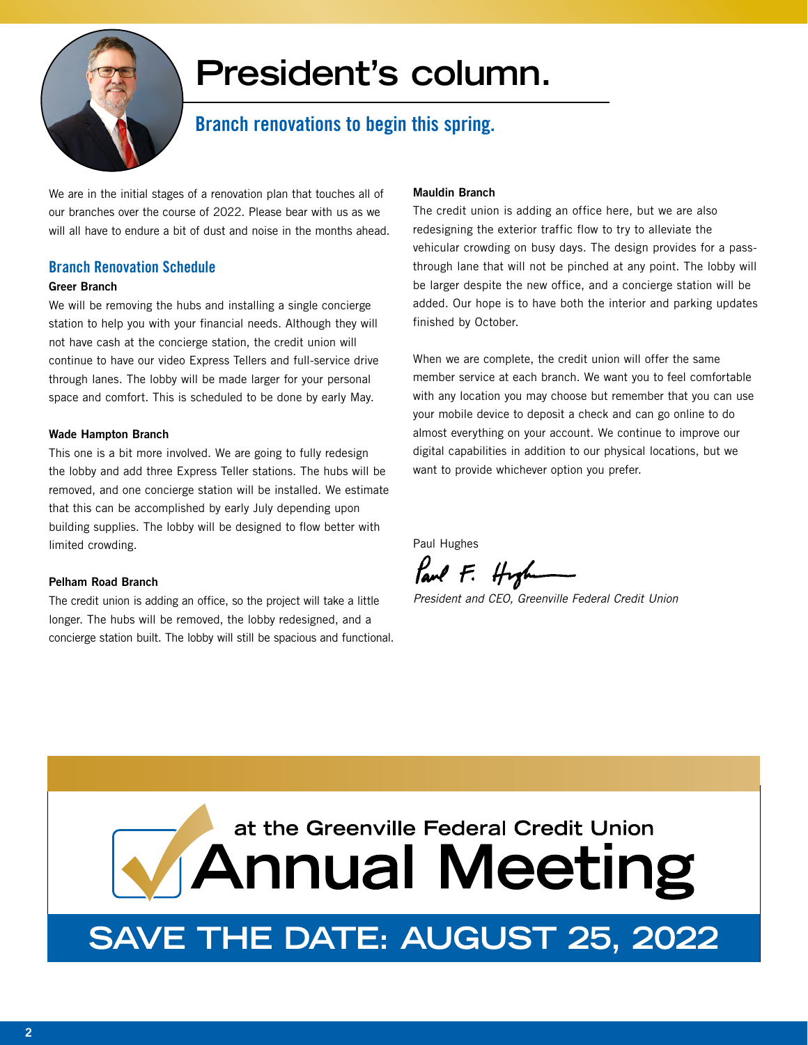# President's column.

## Branch renovations to begin this spring.

We are in the initial stages of a renovation plan that touches all of our branches over the course of 2022. Please bear with us as we will all have to endure a bit of dust and noise in the months ahead.

### Branch Renovation Schedule

**Greer Branch**

We will be removing the hubs and installing a single concierge station to help you with your financial needs. Although they will not have cash at the concierge station, the credit union will continue to have our video Express Tellers and full-service drive through lanes. The lobby will be made larger for your personal space and comfort. This is scheduled to be done by early May.

**Wade Hampton Branch**

This one is a bit more involved. We are going to fully redesign the lobby and add three Express Teller stations. The hubs will be removed, and one concierge station will be installed. We estimate that this can be accomplished by early July depending upon building supplies. The lobby will be designed to flow better with limited crowding.

**Pelham Road Branch**

The credit union is adding an office, so the project will take a little longer. The hubs will be removed, the lobby redesigned, and a concierge station built. The lobby will still be spacious and functional.

**Mauldin Branch**

The credit union is adding an office here, but we are also redesigning the exterior traffic flow to try to alleviate the vehicular crowding on busy days. The design provides for a pass-through lane that will not be pinched at any point. The lobby will be larger despite the new office, and a concierge station will be added. Our hope is to have both the interior and parking updates finished by October.

When we are complete, the credit union will offer the same member service at each branch. We want you to feel comfortable with any location you may choose but remember that you can use your mobile device to deposit a check and can go online to do almost everything on your account. We continue to improve our digital capabilities in addition to our physical locations, but we want to provide whichever option you prefer.

Paul Hughes

*President and CEO, Greenville Federal Credit Union*

at the Greenville Federal Credit Union

# Annual Meeting

## SAVE THE DATE: AUGUST 25, 2022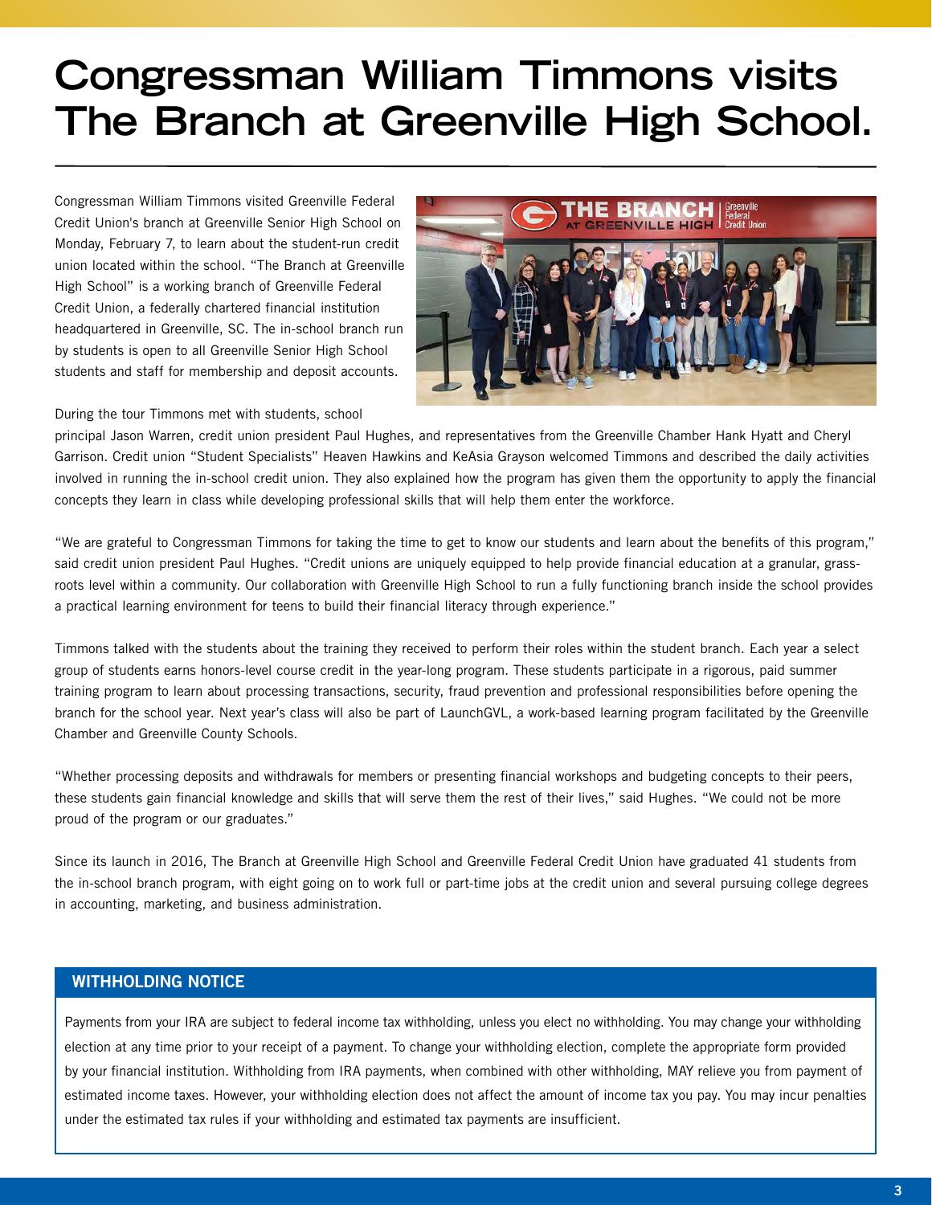# Congressman William Timmons visits The Branch at Greenville High School.

Congressman William Timmons visited Greenville Federal Credit Union's branch at Greenville Senior High School on Monday, February 7, to learn about the student-run credit union located within the school. "The Branch at Greenville High School" is a working branch of Greenville Federal Credit Union, a federally chartered financial institution headquartered in Greenville, SC. The in-school branch run by students is open to all Greenville Senior High School students and staff for membership and deposit accounts.

During the tour Timmons met with students, school principal Jason Warren, credit union president Paul Hughes, and representatives from the Greenville Chamber Hank Hyatt and Cheryl Garrison. Credit union "Student Specialists" Heaven Hawkins and KeAsia Grayson welcomed Timmons and described the daily activities involved in running the in-school credit union. They also explained how the program has given them the opportunity to apply the financial concepts they learn in class while developing professional skills that will help them enter the workforce.

"We are grateful to Congressman Timmons for taking the time to get to know our students and learn about the benefits of this program," said credit union president Paul Hughes. "Credit unions are uniquely equipped to help provide financial education at a granular, grass-roots level within a community. Our collaboration with Greenville High School to run a fully functioning branch inside the school provides a practical learning environment for teens to build their financial literacy through experience."

Timmons talked with the students about the training they received to perform their roles within the student branch. Each year a select group of students earns honors-level course credit in the year-long program. These students participate in a rigorous, paid summer training program to learn about processing transactions, security, fraud prevention and professional responsibilities before opening the branch for the school year. Next year's class will also be part of LaunchGVL, a work-based learning program facilitated by the Greenville Chamber and Greenville County Schools.

"Whether processing deposits and withdrawals for members or presenting financial workshops and budgeting concepts to their peers, these students gain financial knowledge and skills that will serve them the rest of their lives," said Hughes. "We could not be more proud of the program or our graduates."

Since its launch in 2016, The Branch at Greenville High School and Greenville Federal Credit Union have graduated 41 students from the in-school branch program, with eight going on to work full or part-time jobs at the credit union and several pursuing college degrees in accounting, marketing, and business administration.

## WITHHOLDING NOTICE

Payments from your IRA are subject to federal income tax withholding, unless you elect no withholding. You may change your withholding election at any time prior to your receipt of a payment. To change your withholding election, complete the appropriate form provided by your financial institution. Withholding from IRA payments, when combined with other withholding, MAY relieve you from payment of estimated income taxes. However, your withholding election does not affect the amount of income tax you pay. You may incur penalties under the estimated tax rules if your withholding and estimated tax payments are insufficient.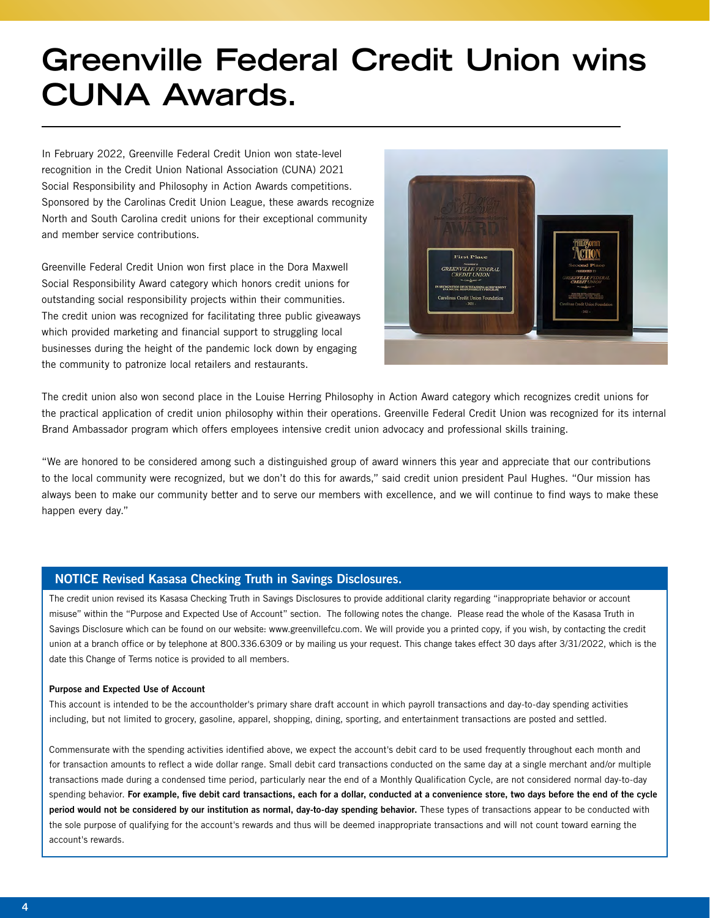# Greenville Federal Credit Union wins CUNA Awards.

In February 2022, Greenville Federal Credit Union won state-level recognition in the Credit Union National Association (CUNA) 2021 Social Responsibility and Philosophy in Action Awards competitions. Sponsored by the Carolinas Credit Union League, these awards recognize North and South Carolina credit unions for their exceptional community and member service contributions.

Greenville Federal Credit Union won first place in the Dora Maxwell Social Responsibility Award category which honors credit unions for outstanding social responsibility projects within their communities. The credit union was recognized for facilitating three public giveaways which provided marketing and financial support to struggling local businesses during the height of the pandemic lock down by engaging the community to patronize local retailers and restaurants.

The credit union also won second place in the Louise Herring Philosophy in Action Award category which recognizes credit unions for the practical application of credit union philosophy within their operations. Greenville Federal Credit Union was recognized for its internal Brand Ambassador program which offers employees intensive credit union advocacy and professional skills training.

"We are honored to be considered among such a distinguished group of award winners this year and appreciate that our contributions to the local community were recognized, but we don't do this for awards," said credit union president Paul Hughes. "Our mission has always been to make our community better and to serve our members with excellence, and we will continue to find ways to make these happen every day."

## NOTICE Revised Kasasa Checking Truth in Savings Disclosures.

The credit union revised its Kasasa Checking Truth in Savings Disclosures to provide additional clarity regarding "inappropriate behavior or account misuse" within the "Purpose and Expected Use of Account" section. The following notes the change. Please read the whole of the Kasasa Truth in Savings Disclosure which can be found on our website: www.greenvillefcu.com. We will provide you a printed copy, if you wish, by contacting the credit union at a branch office or by telephone at 800.336.6309 or by mailing us your request. This change takes effect 30 days after 3/31/2022, which is the date this Change of Terms notice is provided to all members.

**Purpose and Expected Use of Account**

This account is intended to be the accountholder's primary share draft account in which payroll transactions and day-to-day spending activities including, but not limited to grocery, gasoline, apparel, shopping, dining, sporting, and entertainment transactions are posted and settled.

Commensurate with the spending activities identified above, we expect the account's debit card to be used frequently throughout each month and for transaction amounts to reflect a wide dollar range. Small debit card transactions conducted on the same day at a single merchant and/or multiple transactions made during a condensed time period, particularly near the end of a Monthly Qualification Cycle, are not considered normal day-to-day spending behavior. **For example, five debit card transactions, each for a dollar, conducted at a convenience store, two days before the end of the cycle period would not be considered by our institution as normal, day-to-day spending behavior.** These types of transactions appear to be conducted with the sole purpose of qualifying for the account's rewards and thus will be deemed inappropriate transactions and will not count toward earning the account's rewards.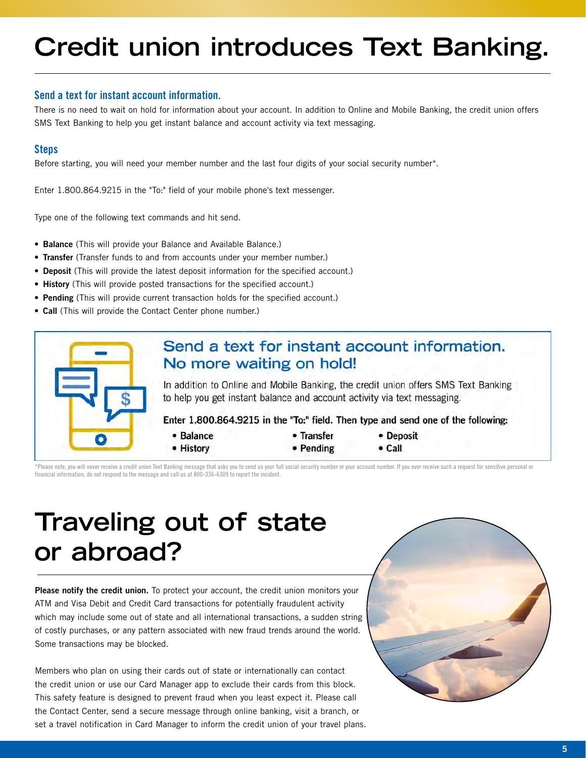# Credit union introduces Text Banking.

### Send a text for instant account information.

There is no need to wait on hold for information about your account. In addition to Online and Mobile Banking, the credit union offers SMS Text Banking to help you get instant balance and account activity via text messaging.

### Steps

Before starting, you will need your member number and the last four digits of your social security number*.

Enter 1.800.864.9215 in the "To:" field of your mobile phone's text messenger.

Type one of the following text commands and hit send.

- **Balance** (This will provide your Balance and Available Balance.)
- **Transfer** (Transfer funds to and from accounts under your member number.)
- **Deposit** (This will provide the latest deposit information for the specified account.)
- **History** (This will provide posted transactions for the specified account.)
- **Pending** (This will provide current transaction holds for the specified account.)
- **Call** (This will provide the Contact Center phone number.)

## Send a text for instant account information. No more waiting on hold!

In addition to Online and Mobile Banking, the credit union offers SMS Text Banking to help you get instant balance and account activity via text messaging.

**Enter 1.800.864.9215 in the "To:" field. Then type and send one of the following:**

- **Balance**
- **History**
- **Transfer**
- **Pending**
- **Deposit**
- **Call**

*Please note, you will never receive a credit union Text Banking message that asks you to send us your full social security number or your account number. If you ever receive such a request for sensitive personal or financial information, do not respond to the message and call us at 800-336-6309 to report the incident.

# Traveling out of state or abroad?

**Please notify the credit union.** To protect your account, the credit union monitors your ATM and Visa Debit and Credit Card transactions for potentially fraudulent activity which may include some out of state and all international transactions, a sudden string of costly purchases, or any pattern associated with new fraud trends around the world. Some transactions may be blocked.

Members who plan on using their cards out of state or internationally can contact the credit union or use our Card Manager app to exclude their cards from this block. This safety feature is designed to prevent fraud when you least expect it. Please call the Contact Center, send a secure message through online banking, visit a branch, or set a travel notification in Card Manager to inform the credit union of your travel plans.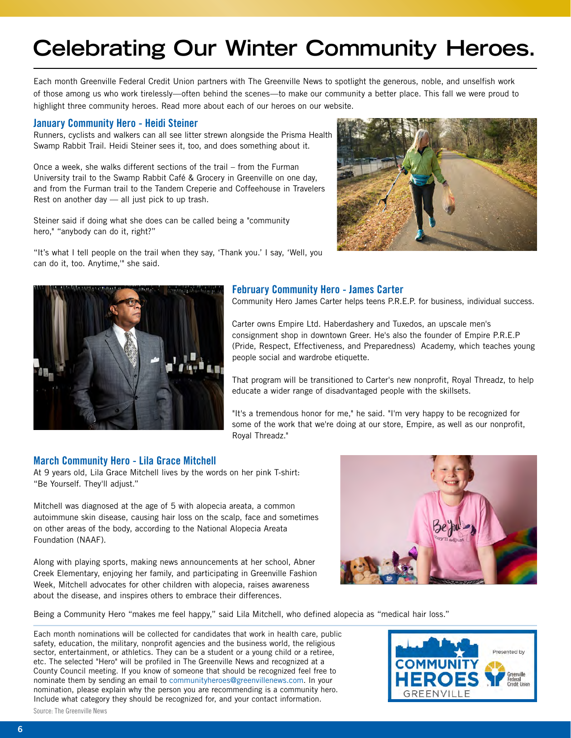# Celebrating Our Winter Community Heroes.

Each month Greenville Federal Credit Union partners with The Greenville News to spotlight the generous, noble, and unselfish work of those among us who work tirelessly—often behind the scenes—to make our community a better place. This fall we were proud to highlight three community heroes. Read more about each of our heroes on our website.

## January Community Hero - Heidi Steiner

Runners, cyclists and walkers can all see litter strewn alongside the Prisma Health Swamp Rabbit Trail. Heidi Steiner sees it, too, and does something about it.

Once a week, she walks different sections of the trail – from the Furman University trail to the Swamp Rabbit Café & Grocery in Greenville on one day, and from the Furman trail to the Tandem Creperie and Coffeehouse in Travelers Rest on another day — all just pick to up trash.

Steiner said if doing what she does can be called being a "community hero," "anybody can do it, right?"

"It's what I tell people on the trail when they say, 'Thank you.' I say, 'Well, you can do it, too. Anytime,'" she said.

## February Community Hero - James Carter

Community Hero James Carter helps teens P.R.E.P. for business, individual success.

Carter owns Empire Ltd. Haberdashery and Tuxedos, an upscale men's consignment shop in downtown Greer. He's also the founder of Empire P.R.E.P (Pride, Respect, Effectiveness, and Preparedness) Academy, which teaches young people social and wardrobe etiquette.

That program will be transitioned to Carter's new nonprofit, Royal Threadz, to help educate a wider range of disadvantaged people with the skillsets.

"It's a tremendous honor for me," he said. "I'm very happy to be recognized for some of the work that we're doing at our store, Empire, as well as our nonprofit, Royal Threadz."

## March Community Hero - Lila Grace Mitchell

At 9 years old, Lila Grace Mitchell lives by the words on her pink T-shirt: "Be Yourself. They'll adjust."

Mitchell was diagnosed at the age of 5 with alopecia areata, a common autoimmune skin disease, causing hair loss on the scalp, face and sometimes on other areas of the body, according to the National Alopecia Areata Foundation (NAAF).

Along with playing sports, making news announcements at her school, Abner Creek Elementary, enjoying her family, and participating in Greenville Fashion Week, Mitchell advocates for other children with alopecia, raises awareness about the disease, and inspires others to embrace their differences.

Being a Community Hero "makes me feel happy," said Lila Mitchell, who defined alopecia as "medical hair loss."

Each month nominations will be collected for candidates that work in health care, public safety, education, the military, nonprofit agencies and the business world, the religious sector, entertainment, or athletics. They can be a student or a young child or a retiree, etc. The selected "Hero" will be profiled in The Greenville News and recognized at a County Council meeting. If you know of someone that should be recognized feel free to nominate them by sending an email to communityheroes@greenvillenews.com. In your nomination, please explain why the person you are recommending is a community hero. Include what category they should be recognized for, and your contact information.

Source: The Greenville News

COMMUNITY HEROES GREENVILLE — Presented by Greenville Federal Credit Union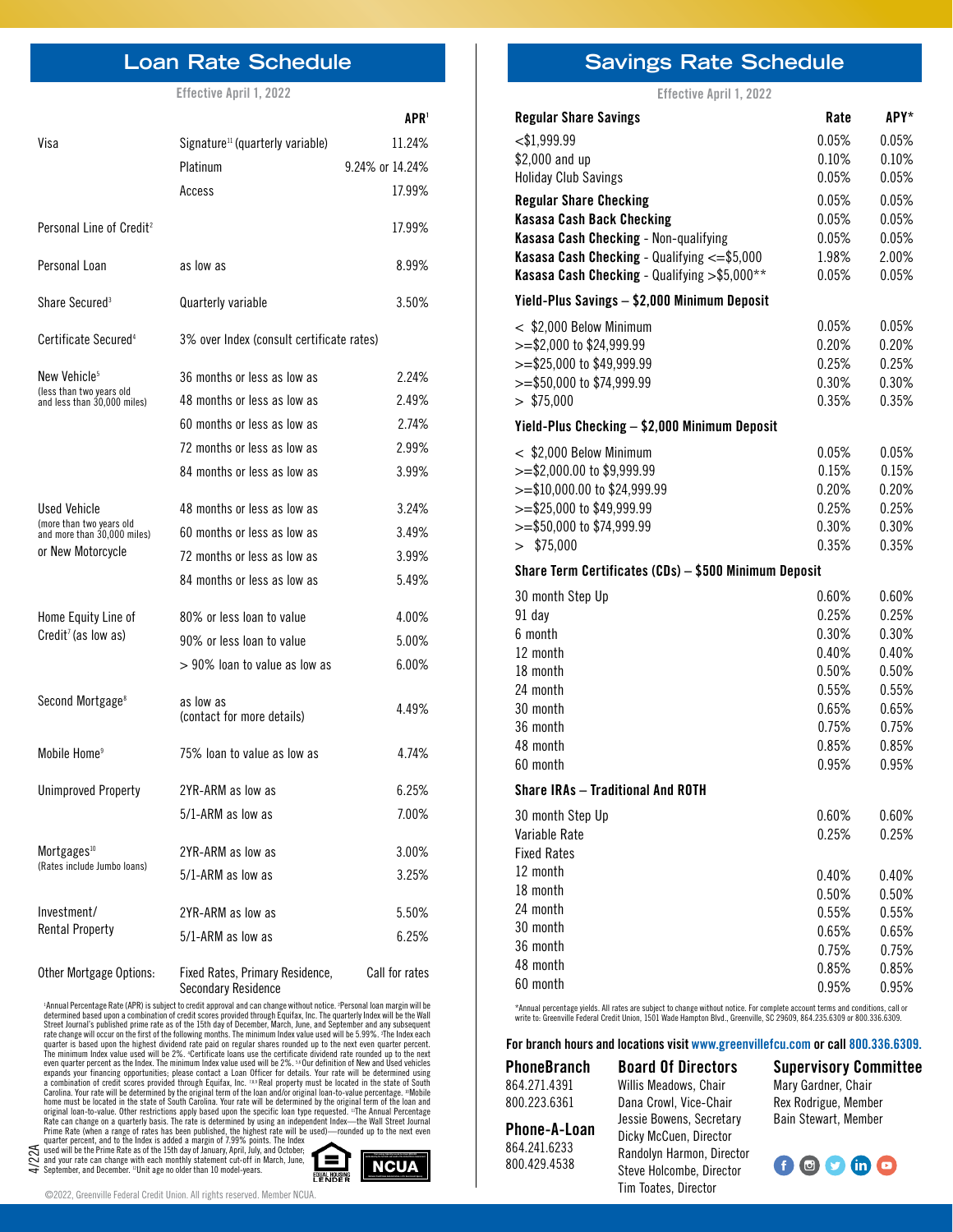## Loan Rate Schedule

Effective April 1, 2022

| | | APR[1] |
|---|---|---|
| Visa | Signature[11] (quarterly variable) | 11.24% |
| | Platinum | 9.24% or 14.24% |
| | Access | 17.99% |
| Personal Line of Credit[2] | | 17.99% |
| Personal Loan | as low as | 8.99% |
| Share Secured[3] | Quarterly variable | 3.50% |
| Certificate Secured[4] | 3% over Index (consult certificate rates) | |
| New Vehicle[5] (less than two years old and less than 30,000 miles) | 36 months or less as low as | 2.24% |
| | 48 months or less as low as | 2.49% |
| | 60 months or less as low as | 2.74% |
| | 72 months or less as low as | 2.99% |
| | 84 months or less as low as | 3.99% |
| Used Vehicle (more than two years old and more than 30,000 miles) or New Motorcycle | 48 months or less as low as | 3.24% |
| | 60 months or less as low as | 3.49% |
| | 72 months or less as low as | 3.99% |
| | 84 months or less as low as | 5.49% |
| Home Equity Line of Credit[7] (as low as) | 80% or less loan to value | 4.00% |
| | 90% or less loan to value | 5.00% |
| | > 90% loan to value as low as | 6.00% |
| Second Mortgage[8] | as low as (contact for more details) | 4.49% |
| Mobile Home[9] | 75% loan to value as low as | 4.74% |
| Unimproved Property | 2YR-ARM as low as | 6.25% |
| | 5/1-ARM as low as | 7.00% |
| Mortgages[10] (Rates include Jumbo loans) | 2YR-ARM as low as | 3.00% |
| | 5/1-ARM as low as | 3.25% |
| Investment/ Rental Property | 2YR-ARM as low as | 5.50% |
| | 5/1-ARM as low as | 6.25% |
| Other Mortgage Options: | Fixed Rates, Primary Residence, Secondary Residence | Call for rates |

[1]Annual Percentage Rate (APR) is subject to credit approval and can change without notice. [2]Personal loan margin will be determined based upon a combination of credit scores provided through Equifax, Inc. The quarterly Index will be the Wall Street Journal's published prime rate as of the 15th day of December, March, June, and September and any subsequent rate change will occur on the first of the following months. The minimum Index value used will be 5.99%. [3]The Index each quarter is based upon the highest dividend rate paid on regular shares rounded up to the next even quarter percent. The minimum Index value used will be 2%. [4]Certificate loans use the certificate dividend rate rounded up to the next even quarter percent as the Index. The minimum Index value used will be 2%. [5,6]Our definition of New and Used vehicles expands your financing opportunities; please contact a Loan Officer for details. Your rate will be determined using a combination of credit scores provided through Equifax, Inc. [7,8,9]Real property must be located in the state of South Carolina. Your rate will be determined by the original term of the loan and/or original loan-to-value percentage. [10]Mobile home must be located in the state of South Carolina. Your rate will be determined by the original term of the loan and original loan-to-value. Other restrictions apply based upon the specific loan type requested. [11]The Annual Percentage Rate can change on a quarterly basis. The rate is determined by using an independent Index—the Wall Street Journal Prime Rate (when a range of rates has been published, the highest rate will be used)—rounded up to the next even quarter percent, and to the Index is added a margin of 7.99% points. The Index used will be the Prime Rate as of the 15th day of January, April, July, and October; and your rate can change with each monthly statement cut-off in March, June, September, and December. [12]Unit age no older than 10 model-years.

4/22A

EQUAL HOUSING LENDER

NCUA

©2022, Greenville Federal Credit Union. All rights reserved. Member NCUA.

## Savings Rate Schedule

Effective April 1, 2022

| | Rate | APY* |
|---|---|---|
| **Regular Share Savings** | | |
| <$1,999.99 | 0.05% | 0.05% |
| $2,000 and up | 0.10% | 0.10% |
| Holiday Club Savings | 0.05% | 0.05% |
| **Regular Share Checking** | 0.05% | 0.05% |
| **Kasasa Cash Back Checking** | 0.05% | 0.05% |
| **Kasasa Cash Checking** - Non-qualifying | 0.05% | 0.05% |
| **Kasasa Cash Checking** - Qualifying <=$5,000 | 1.98% | 2.00% |
| **Kasasa Cash Checking** - Qualifying >$5,000** | 0.05% | 0.05% |
| **Yield-Plus Savings – $2,000 Minimum Deposit** | | |
| < $2,000 Below Minimum | 0.05% | 0.05% |
| >=$2,000 to $24,999.99 | 0.20% | 0.20% |
| >=$25,000 to $49,999.99 | 0.25% | 0.25% |
| >=$50,000 to $74,999.99 | 0.30% | 0.30% |
| > $75,000 | 0.35% | 0.35% |
| **Yield-Plus Checking – $2,000 Minimum Deposit** | | |
| < $2,000 Below Minimum | 0.05% | 0.05% |
| >=$2,000.00 to $9,999.99 | 0.15% | 0.15% |
| >=$10,000.00 to $24,999.99 | 0.20% | 0.20% |
| >=$25,000 to $49,999.99 | 0.25% | 0.25% |
| >=$50,000 to $74,999.99 | 0.30% | 0.30% |
| > $75,000 | 0.35% | 0.35% |
| **Share Term Certificates (CDs) – $500 Minimum Deposit** | | |
| 30 month Step Up | 0.60% | 0.60% |
| 91 day | 0.25% | 0.25% |
| 6 month | 0.30% | 0.30% |
| 12 month | 0.40% | 0.40% |
| 18 month | 0.50% | 0.50% |
| 24 month | 0.55% | 0.55% |
| 30 month | 0.65% | 0.65% |
| 36 month | 0.75% | 0.75% |
| 48 month | 0.85% | 0.85% |
| 60 month | 0.95% | 0.95% |
| **Share IRAs – Traditional And ROTH** | | |
| 30 month Step Up | 0.60% | 0.60% |
| Variable Rate | 0.25% | 0.25% |
| Fixed Rates | | |
| 12 month | 0.40% | 0.40% |
| 18 month | 0.50% | 0.50% |
| 24 month | 0.55% | 0.55% |
| 30 month | 0.65% | 0.65% |
| 36 month | 0.75% | 0.75% |
| 48 month | 0.85% | 0.85% |
| 60 month | 0.95% | 0.95% |

*Annual percentage yields. All rates are subject to change without notice. For complete account terms and conditions, call or write to: Greenville Federal Credit Union, 1501 Wade Hampton Blvd., Greenville, SC 29609, 864.235.6309 or 800.336.6309.

**For branch hours and locations visit www.greenvillefcu.com or call 800.336.6309.**

**PhoneBranch**
864.271.4391
800.223.6361

**Phone-A-Loan**
864.241.6233
800.429.4538

**Board Of Directors**
Willis Meadows, Chair
Dana Crowl, Vice-Chair
Jessie Bowens, Secretary
Dicky McCuen, Director
Randolyn Harmon, Director
Steve Holcombe, Director
Tim Toates, Director

**Supervisory Committee**
Mary Gardner, Chair
Rex Rodrigue, Member
Bain Stewart, Member